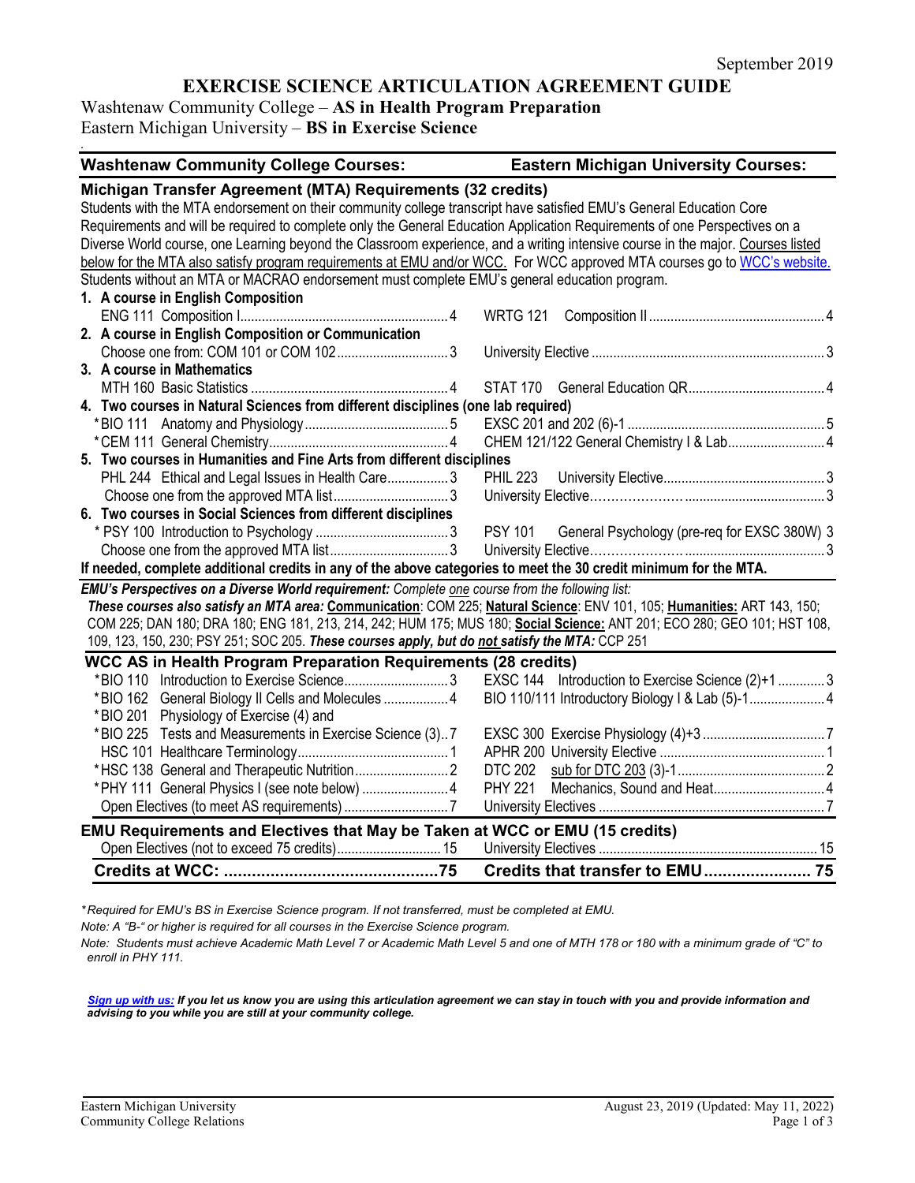September 2019

# EXERCISE SCIENCE ARTICULATION AGREEMENT GUIDE

Washtenaw Community College – **AS in Health Program Preparation**
Eastern Michigan University – **BS in Exercise Science**

| Washtenaw Community College Courses: | Eastern Michigan University Courses: |
|---|---|
| **Michigan Transfer Agreement (MTA) Requirements (32 credits)** | |
| Students with the MTA endorsement on their community college transcript have satisfied EMU's General Education Core Requirements and will be required to complete only the General Education Application Requirements of one Perspectives on a Diverse World course, one Learning beyond the Classroom experience, and a writing intensive course in the major. Courses listed below for the MTA also satisfy program requirements at EMU and/or WCC. For WCC approved MTA courses go to WCC's website. Students without an MTA or MACRAO endorsement must complete EMU's general education program. | |
| **1. A course in English Composition** | |
| ENG 111 Composition I ... 4 | WRTG 121 Composition II ... 4 |
| **2. A course in English Composition or Communication** | |
| Choose one from: COM 101 or COM 102 ... 3 | University Elective ... 3 |
| **3. A course in Mathematics** | |
| MTH 160 Basic Statistics ... 4 | STAT 170 General Education QR ... 4 |
| **4. Two courses in Natural Sciences from different disciplines (one lab required)** | |
| *BIO 111 Anatomy and Physiology ... 5 | EXSC 201 and 202 (6)-1 ... 5 |
| *CEM 111 General Chemistry ... 4 | CHEM 121/122 General Chemistry I & Lab ... 4 |
| **5. Two courses in Humanities and Fine Arts from different disciplines** | |
| PHL 244 Ethical and Legal Issues in Health Care ... 3 | PHIL 223 University Elective ... 3 |
| Choose one from the approved MTA list ... 3 | University Elective ... 3 |
| **6. Two courses in Social Sciences from different disciplines** | |
| * PSY 100 Introduction to Psychology ... 3 | PSY 101 General Psychology (pre-req for EXSC 380W) 3 |
| Choose one from the approved MTA list ... 3 | University Elective ... 3 |
| **If needed, complete additional credits in any of the above categories to meet the 30 credit minimum for the MTA.** | |
| ***EMU's Perspectives on a Diverse World requirement:*** *Complete one course from the following list:* ***These courses also satisfy an MTA area:*** **Communication**: COM 225; **Natural Science**: ENV 101, 105; **Humanities:** ART 143, 150; COM 225; DAN 180; DRA 180; ENG 181, 213, 214, 242; HUM 175; MUS 180; **Social Science:** ANT 201; ECO 280; GEO 101; HST 108, 109, 123, 150, 230; PSY 251; SOC 205. ***These courses apply, but do not satisfy the MTA:*** CCP 251 | |
| **WCC AS in Health Program Preparation Requirements (28 credits)** | |
| *BIO 110 Introduction to Exercise Science ... 3 | EXSC 144 Introduction to Exercise Science (2)+1 ... 3 |
| *BIO 162 General Biology II Cells and Molecules ... 4 | BIO 110/111 Introductory Biology I & Lab (5)-1 ... 4 |
| *BIO 201 Physiology of Exercise (4) and *BIO 225 Tests and Measurements in Exercise Science (3) ... 7 | EXSC 300 Exercise Physiology (4)+3 ... 7 |
| HSC 101 Healthcare Terminology ... 1 | APHR 200 University Elective ... 1 |
| *HSC 138 General and Therapeutic Nutrition ... 2 | DTC 202 sub for DTC 203 (3)-1 ... 2 |
| *PHY 111 General Physics I (see note below) ... 4 | PHY 221 Mechanics, Sound and Heat ... 4 |
| Open Electives (to meet AS requirements) ... 7 | University Electives ... 7 |
| **EMU Requirements and Electives that May be Taken at WCC or EMU (15 credits)** | |
| Open Electives (not to exceed 75 credits) ... 15 | University Electives ... 15 |
| **Credits at WCC: ... 75** | **Credits that transfer to EMU ... 75** |

**Required for EMU's BS in Exercise Science program. If not transferred, must be completed at EMU.*

*Note: A "B-" or higher is required for all courses in the Exercise Science program.*

*Note: Students must achieve Academic Math Level 7 or Academic Math Level 5 and one of MTH 178 or 180 with a minimum grade of "C" to enroll in PHY 111.*

***Sign up with us:** If you let us know you are using this articulation agreement we can stay in touch with you and provide information and advising to you while you are still at your community college.*

Eastern Michigan University
Community College Relations

August 23, 2019 (Updated: May 11, 2022)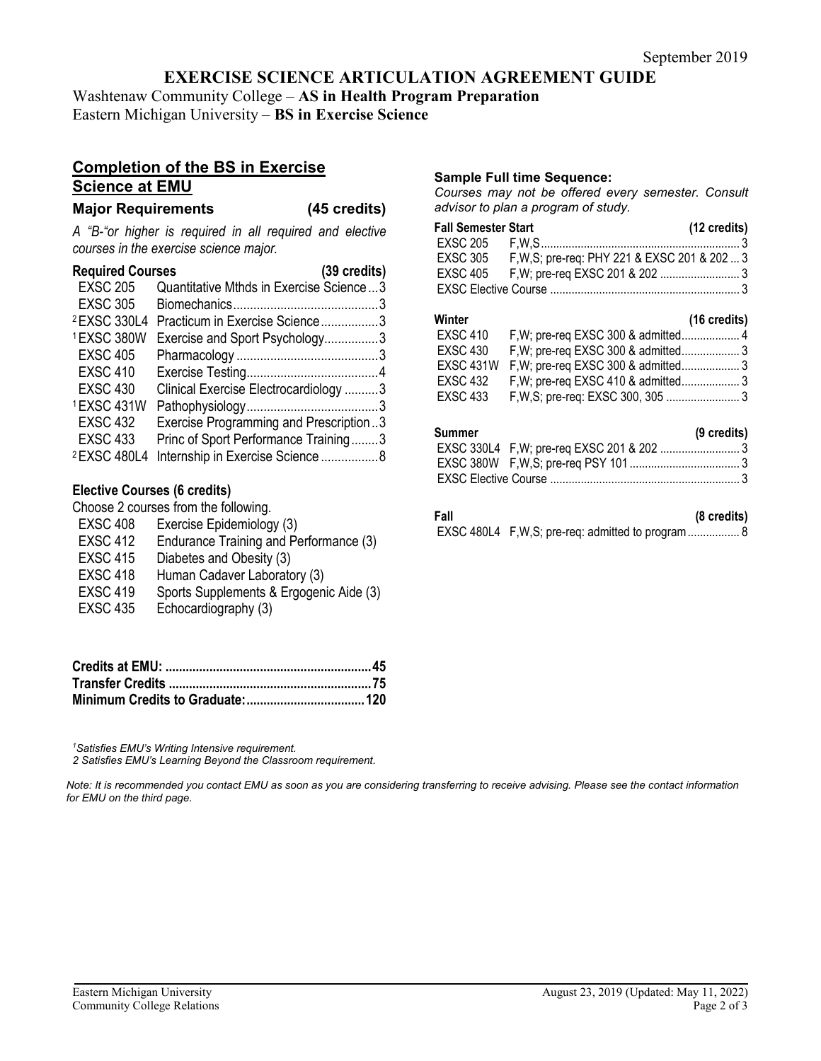September 2019

# EXERCISE SCIENCE ARTICULATION AGREEMENT GUIDE

Washtenaw Community College – **AS in Health Program Preparation**
Eastern Michigan University – **BS in Exercise Science**

## Completion of the BS in Exercise Science at EMU

### Major Requirements (45 credits)

*A "B-"or higher is required in all required and elective courses in the exercise science major.*

**Required Courses (39 credits)**

| Course | Title | Credits |
|---|---|---|
| EXSC 205 | Quantitative Mthds in Exercise Science | 3 |
| EXSC 305 | Biomechanics | 3 |
| [2] EXSC 330L4 | Practicum in Exercise Science | 3 |
| [1] EXSC 380W | Exercise and Sport Psychology | 3 |
| EXSC 405 | Pharmacology | 3 |
| EXSC 410 | Exercise Testing | 4 |
| EXSC 430 | Clinical Exercise Electrocardiology | 3 |
| [1] EXSC 431W | Pathophysiology | 3 |
| EXSC 432 | Exercise Programming and Prescription | 3 |
| EXSC 433 | Princ of Sport Performance Training | 3 |
| [2] EXSC 480L4 | Internship in Exercise Science | 8 |

**Elective Courses (6 credits)**

Choose 2 courses from the following.

- EXSC 408 Exercise Epidemiology (3)
- EXSC 412 Endurance Training and Performance (3)
- EXSC 415 Diabetes and Obesity (3)
- EXSC 418 Human Cadaver Laboratory (3)
- EXSC 419 Sports Supplements & Ergogenic Aide (3)
- EXSC 435 Echocardiography (3)

| | |
|---|---|
| **Credits at EMU:** | **45** |
| **Transfer Credits** | **75** |
| **Minimum Credits to Graduate:** | **120** |

*[1]Satisfies EMU's Writing Intensive requirement.*
*2 Satisfies EMU's Learning Beyond the Classroom requirement.*

### Sample Full time Sequence:

*Courses may not be offered every semester. Consult advisor to plan a program of study.*

**Fall Semester Start (12 credits)**

| Course | Offered / Pre-requisites | Credits |
|---|---|---|
| EXSC 205 | F,W,S | 3 |
| EXSC 305 | F,W,S; pre-req: PHY 221 & EXSC 201 & 202 | 3 |
| EXSC 405 | F,W; pre-req EXSC 201 & 202 | 3 |
| EXSC Elective Course | | 3 |

**Winter (16 credits)**

| Course | Offered / Pre-requisites | Credits |
|---|---|---|
| EXSC 410 | F,W; pre-req EXSC 300 & admitted | 4 |
| EXSC 430 | F,W; pre-req EXSC 300 & admitted | 3 |
| EXSC 431W | F,W; pre-req EXSC 300 & admitted | 3 |
| EXSC 432 | F,W; pre-req EXSC 410 & admitted | 3 |
| EXSC 433 | F,W,S; pre-req: EXSC 300, 305 | 3 |

**Summer (9 credits)**

| Course | Offered / Pre-requisites | Credits |
|---|---|---|
| EXSC 330L4 | F,W; pre-req EXSC 201 & 202 | 3 |
| EXSC 380W | F,W,S; pre-req PSY 101 | 3 |
| EXSC Elective Course | | 3 |

**Fall (8 credits)**

| Course | Offered / Pre-requisites | Credits |
|---|---|---|
| EXSC 480L4 | F,W,S; pre-req: admitted to program | 8 |

*Note: It is recommended you contact EMU as soon as you are considering transferring to receive advising. Please see the contact information for EMU on the third page.*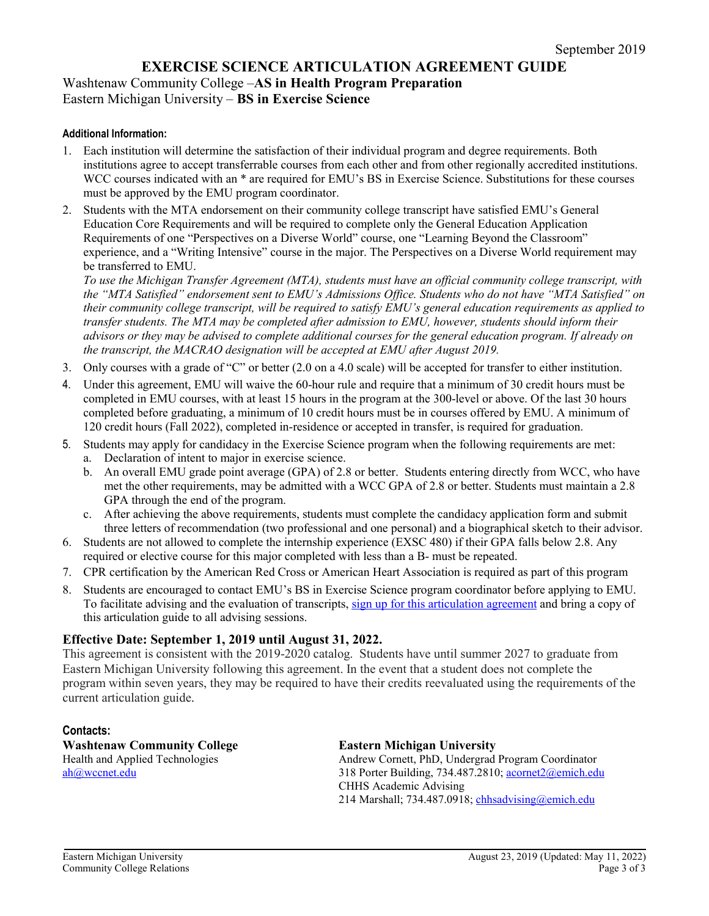September 2019

# EXERCISE SCIENCE ARTICULATION AGREEMENT GUIDE

Washtenaw Community College –**AS in Health Program Preparation**
Eastern Michigan University – **BS in Exercise Science**

**Additional Information:**

1. Each institution will determine the satisfaction of their individual program and degree requirements. Both institutions agree to accept transferrable courses from each other and from other regionally accredited institutions. WCC courses indicated with an * are required for EMU's BS in Exercise Science. Substitutions for these courses must be approved by the EMU program coordinator.
2. Students with the MTA endorsement on their community college transcript have satisfied EMU's General Education Core Requirements and will be required to complete only the General Education Application Requirements of one "Perspectives on a Diverse World" course, one "Learning Beyond the Classroom" experience, and a "Writing Intensive" course in the major. The Perspectives on a Diverse World requirement may be transferred to EMU.
   *To use the Michigan Transfer Agreement (MTA), students must have an official community college transcript, with the "MTA Satisfied" endorsement sent to EMU's Admissions Office. Students who do not have "MTA Satisfied" on their community college transcript, will be required to satisfy EMU's general education requirements as applied to transfer students. The MTA may be completed after admission to EMU, however, students should inform their advisors or they may be advised to complete additional courses for the general education program. If already on the transcript, the MACRAO designation will be accepted at EMU after August 2019.*
3. Only courses with a grade of "C" or better (2.0 on a 4.0 scale) will be accepted for transfer to either institution.
4. Under this agreement, EMU will waive the 60-hour rule and require that a minimum of 30 credit hours must be completed in EMU courses, with at least 15 hours in the program at the 300-level or above. Of the last 30 hours completed before graduating, a minimum of 10 credit hours must be in courses offered by EMU. A minimum of 120 credit hours (Fall 2022), completed in-residence or accepted in transfer, is required for graduation.
5. Students may apply for candidacy in the Exercise Science program when the following requirements are met:
   a. Declaration of intent to major in exercise science.
   b. An overall EMU grade point average (GPA) of 2.8 or better. Students entering directly from WCC, who have met the other requirements, may be admitted with a WCC GPA of 2.8 or better. Students must maintain a 2.8 GPA through the end of the program.
   c. After achieving the above requirements, students must complete the candidacy application form and submit three letters of recommendation (two professional and one personal) and a biographical sketch to their advisor.
6. Students are not allowed to complete the internship experience (EXSC 480) if their GPA falls below 2.8. Any required or elective course for this major completed with less than a B- must be repeated.
7. CPR certification by the American Red Cross or American Heart Association is required as part of this program
8. Students are encouraged to contact EMU's BS in Exercise Science program coordinator before applying to EMU. To facilitate advising and the evaluation of transcripts, sign up for this articulation agreement and bring a copy of this articulation guide to all advising sessions.

## Effective Date: September 1, 2019 until August 31, 2022.

This agreement is consistent with the 2019-2020 catalog. Students have until summer 2027 to graduate from Eastern Michigan University following this agreement. In the event that a student does not complete the program within seven years, they may be required to have their credits reevaluated using the requirements of the current articulation guide.

**Contacts:**

**Washtenaw Community College**
Health and Applied Technologies
ah@wccnet.edu

**Eastern Michigan University**
Andrew Cornett, PhD, Undergrad Program Coordinator
318 Porter Building, 734.487.2810; acornet2@emich.edu
CHHS Academic Advising
214 Marshall; 734.487.0918; chhsadvising@emich.edu

Eastern Michigan University
Community College Relations

August 23, 2019 (Updated: May 11, 2022)